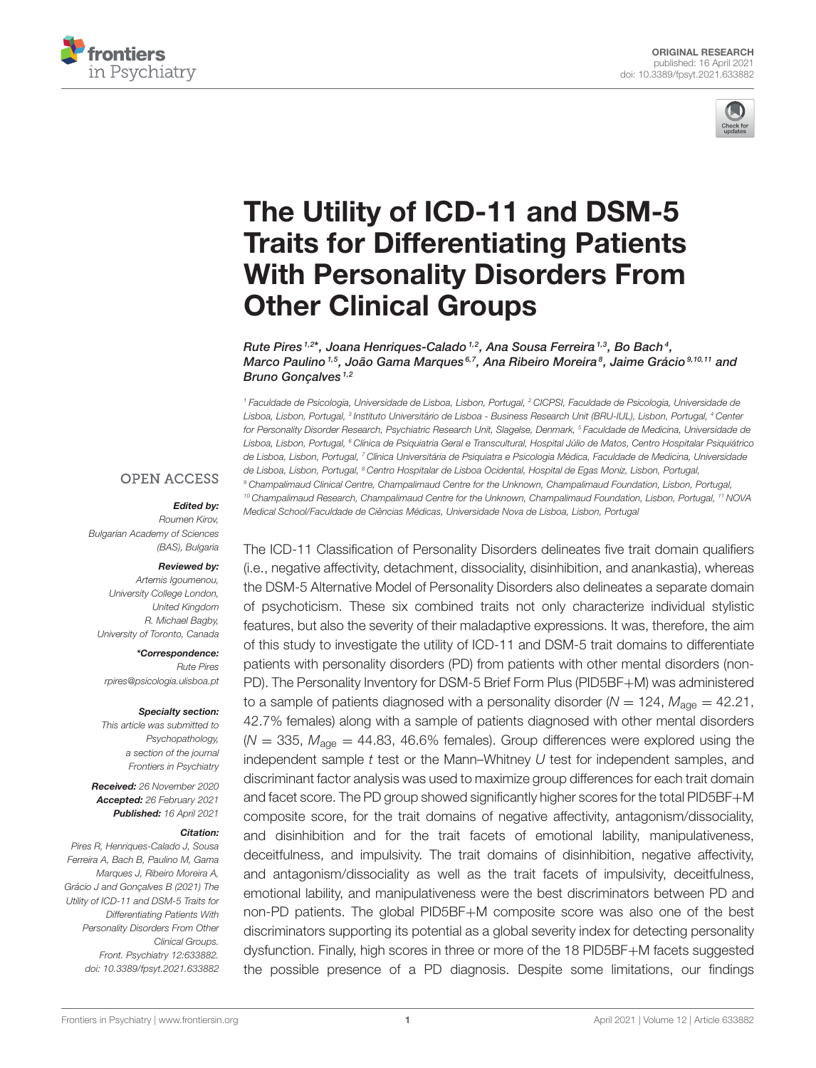ORIGINAL RESEARCH
published: 16 April 2021
doi: 10.3389/fpsyt.2021.633882

# The Utility of ICD-11 and DSM-5 Traits for Differentiating Patients With Personality Disorders From Other Clinical Groups

*Rute Pires[1,2]\*, Joana Henriques-Calado[1,2], Ana Sousa Ferreira[1,3], Bo Bach[4], Marco Paulino[1,5], João Gama Marques[6,7], Ana Ribeiro Moreira[8], Jaime Grácio[9,10,11] and Bruno Gonçalves[1,2]*

[1] Faculdade de Psicologia, Universidade de Lisboa, Lisbon, Portugal, [2] CICPSI, Faculdade de Psicologia, Universidade de Lisboa, Lisbon, Portugal, [3] Instituto Universitário de Lisboa - Business Research Unit (BRU-IUL), Lisbon, Portugal, [4] Center for Personality Disorder Research, Psychiatric Research Unit, Slagelse, Denmark, [5] Faculdade de Medicina, Universidade de Lisboa, Lisbon, Portugal, [6] Clínica de Psiquiatria Geral e Transcultural, Hospital Júlio de Matos, Centro Hospitalar Psiquiátrico de Lisboa, Lisbon, Portugal, [7] Clínica Universitária de Psiquiatra e Psicologia Médica, Faculdade de Medicina, Universidade de Lisboa, Lisbon, Portugal, [8] Centro Hospitalar de Lisboa Ocidental, Hospital de Egas Moniz, Lisbon, Portugal, [9] Champalimaud Clinical Centre, Champalimaud Centre for the Unknown, Champalimaud Foundation, Lisbon, Portugal, [10] Champalimaud Research, Champalimaud Centre for the Unknown, Champalimaud Foundation, Lisbon, Portugal, [11] NOVA Medical School/Faculdade de Ciências Médicas, Universidade Nova de Lisboa, Lisbon, Portugal

OPEN ACCESS

**Edited by:**
*Roumen Kirov,*
*Bulgarian Academy of Sciences (BAS), Bulgaria*

**Reviewed by:**
*Artemis Igoumenou,*
*University College London, United Kingdom*
*R. Michael Bagby,*
*University of Toronto, Canada*

**\*Correspondence:**
*Rute Pires*
*rpires@psicologia.ulisboa.pt*

**Specialty section:**
*This article was submitted to Psychopathology, a section of the journal Frontiers in Psychiatry*

**Received:** *26 November 2020*
**Accepted:** *26 February 2021*
**Published:** *16 April 2021*

**Citation:**
*Pires R, Henriques-Calado J, Sousa Ferreira A, Bach B, Paulino M, Gama Marques J, Ribeiro Moreira A, Grácio J and Gonçalves B (2021) The Utility of ICD-11 and DSM-5 Traits for Differentiating Patients With Personality Disorders From Other Clinical Groups. Front. Psychiatry 12:633882. doi: 10.3389/fpsyt.2021.633882*

The ICD-11 Classification of Personality Disorders delineates five trait domain qualifiers (i.e., negative affectivity, detachment, dissociality, disinhibition, and anankastia), whereas the DSM-5 Alternative Model of Personality Disorders also delineates a separate domain of psychoticism. These six combined traits not only characterize individual stylistic features, but also the severity of their maladaptive expressions. It was, therefore, the aim of this study to investigate the utility of ICD-11 and DSM-5 trait domains to differentiate patients with personality disorders (PD) from patients with other mental disorders (non-PD). The Personality Inventory for DSM-5 Brief Form Plus (PID5BF+M) was administered to a sample of patients diagnosed with a personality disorder ($N = 124$, $M_{\text{age}} = 42.21$, 42.7% females) along with a sample of patients diagnosed with other mental disorders ($N = 335$, $M_{\text{age}} = 44.83$, 46.6% females). Group differences were explored using the independent sample *t* test or the Mann–Whitney *U* test for independent samples, and discriminant factor analysis was used to maximize group differences for each trait domain and facet score. The PD group showed significantly higher scores for the total PID5BF+M composite score, for the trait domains of negative affectivity, antagonism/dissociality, and disinhibition and for the trait facets of emotional lability, manipulativeness, deceitfulness, and impulsivity. The trait domains of disinhibition, negative affectivity, and antagonism/dissociality as well as the trait facets of impulsivity, deceitfulness, emotional lability, and manipulativeness were the best discriminators between PD and non-PD patients. The global PID5BF+M composite score was also one of the best discriminators supporting its potential as a global severity index for detecting personality dysfunction. Finally, high scores in three or more of the 18 PID5BF+M facets suggested the possible presence of a PD diagnosis. Despite some limitations, our findings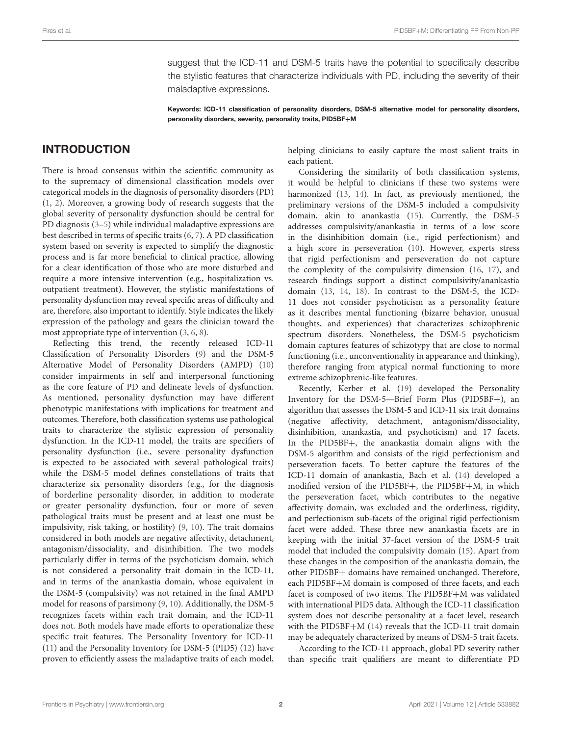suggest that the ICD-11 and DSM-5 traits have the potential to specifically describe the stylistic features that characterize individuals with PD, including the severity of their maladaptive expressions.

**Keywords: ICD-11 classification of personality disorders, DSM-5 alternative model for personality disorders, personality disorders, severity, personality traits, PID5BF+M**

## INTRODUCTION

There is broad consensus within the scientific community as to the supremacy of dimensional classification models over categorical models in the diagnosis of personality disorders (PD) (1, 2). Moreover, a growing body of research suggests that the global severity of personality dysfunction should be central for PD diagnosis (3–5) while individual maladaptive expressions are best described in terms of specific traits (6, 7). A PD classification system based on severity is expected to simplify the diagnostic process and is far more beneficial to clinical practice, allowing for a clear identification of those who are more disturbed and require a more intensive intervention (e.g., hospitalization vs. outpatient treatment). However, the stylistic manifestations of personality dysfunction may reveal specific areas of difficulty and are, therefore, also important to identify. Style indicates the likely expression of the pathology and gears the clinician toward the most appropriate type of intervention (3, 6, 8).

Reflecting this trend, the recently released ICD-11 Classification of Personality Disorders (9) and the DSM-5 Alternative Model of Personality Disorders (AMPD) (10) consider impairments in self and interpersonal functioning as the core feature of PD and delineate levels of dysfunction. As mentioned, personality dysfunction may have different phenotypic manifestations with implications for treatment and outcomes. Therefore, both classification systems use pathological traits to characterize the stylistic expression of personality dysfunction. In the ICD-11 model, the traits are specifiers of personality dysfunction (i.e., severe personality dysfunction is expected to be associated with several pathological traits) while the DSM-5 model defines constellations of traits that characterize six personality disorders (e.g., for the diagnosis of borderline personality disorder, in addition to moderate or greater personality dysfunction, four or more of seven pathological traits must be present and at least one must be impulsivity, risk taking, or hostility) (9, 10). The trait domains considered in both models are negative affectivity, detachment, antagonism/dissociality, and disinhibition. The two models particularly differ in terms of the psychoticism domain, which is not considered a personality trait domain in the ICD-11, and in terms of the anankastia domain, whose equivalent in the DSM-5 (compulsivity) was not retained in the final AMPD model for reasons of parsimony (9, 10). Additionally, the DSM-5 recognizes facets within each trait domain, and the ICD-11 does not. Both models have made efforts to operationalize these specific trait features. The Personality Inventory for ICD-11 (11) and the Personality Inventory for DSM-5 (PID5) (12) have proven to efficiently assess the maladaptive traits of each model, helping clinicians to easily capture the most salient traits in each patient.

Considering the similarity of both classification systems, it would be helpful to clinicians if these two systems were harmonized (13, 14). In fact, as previously mentioned, the preliminary versions of the DSM-5 included a compulsivity domain, akin to anankastia (15). Currently, the DSM-5 addresses compulsivity/anankastia in terms of a low score in the disinhibition domain (i.e., rigid perfectionism) and a high score in perseveration (10). However, experts stress that rigid perfectionism and perseveration do not capture the complexity of the compulsivity dimension (16, 17), and research findings support a distinct compulsivity/anankastia domain (13, 14, 18). In contrast to the DSM-5, the ICD-11 does not consider psychoticism as a personality feature as it describes mental functioning (bizarre behavior, unusual thoughts, and experiences) that characterizes schizophrenic spectrum disorders. Nonetheless, the DSM-5 psychoticism domain captures features of schizotypy that are close to normal functioning (i.e., unconventionality in appearance and thinking), therefore ranging from atypical normal functioning to more extreme schizophrenic-like features.

Recently, Kerber et al. (19) developed the Personality Inventory for the DSM-5—Brief Form Plus (PID5BF+), an algorithm that assesses the DSM-5 and ICD-11 six trait domains (negative affectivity, detachment, antagonism/dissociality, disinhibition, anankastia, and psychoticism) and 17 facets. In the PID5BF+, the anankastia domain aligns with the DSM-5 algorithm and consists of the rigid perfectionism and perseveration facets. To better capture the features of the ICD-11 domain of anankastia, Bach et al. (14) developed a modified version of the PID5BF+, the PID5BF+M, in which the perseveration facet, which contributes to the negative affectivity domain, was excluded and the orderliness, rigidity, and perfectionism sub-facets of the original rigid perfectionism facet were added. These three new anankastia facets are in keeping with the initial 37-facet version of the DSM-5 trait model that included the compulsivity domain (15). Apart from these changes in the composition of the anankastia domain, the other PID5BF+ domains have remained unchanged. Therefore, each PID5BF+M domain is composed of three facets, and each facet is composed of two items. The PID5BF+M was validated with international PID5 data. Although the ICD-11 classification system does not describe personality at a facet level, research with the PID5BF+M (14) reveals that the ICD-11 trait domain may be adequately characterized by means of DSM-5 trait facets.

According to the ICD-11 approach, global PD severity rather than specific trait qualifiers are meant to differentiate PD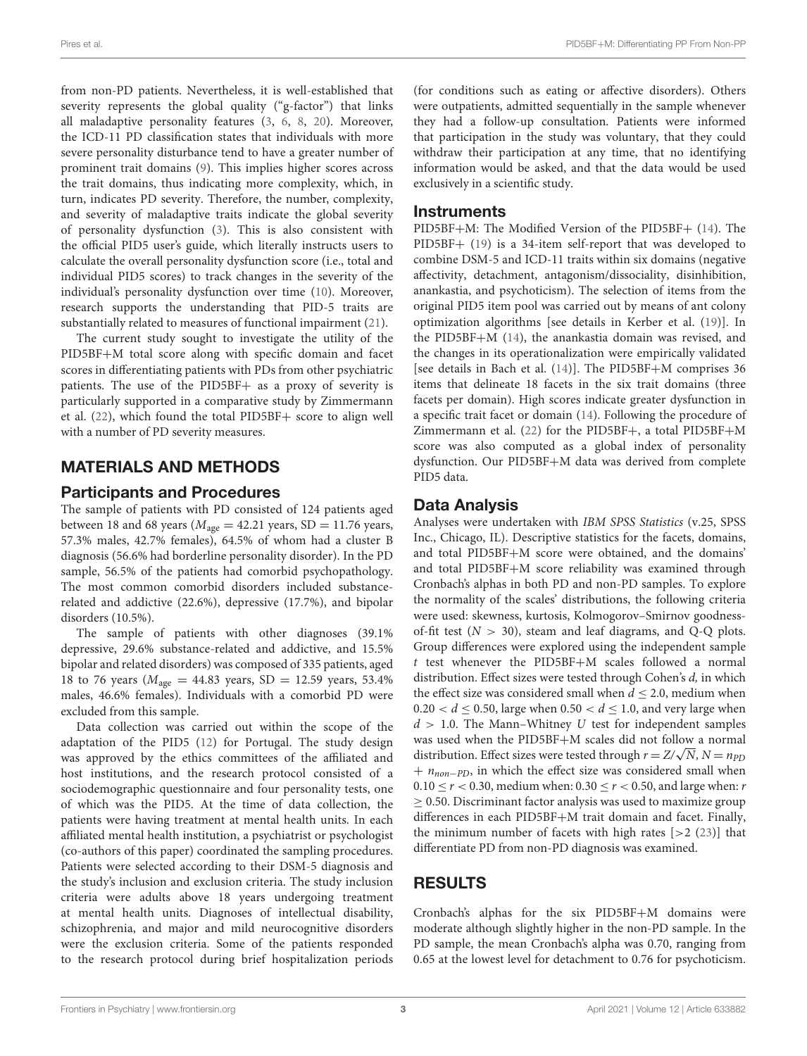from non-PD patients. Nevertheless, it is well-established that severity represents the global quality ("g-factor") that links all maladaptive personality features (3, 6, 8, 20). Moreover, the ICD-11 PD classification states that individuals with more severe personality disturbance tend to have a greater number of prominent trait domains (9). This implies higher scores across the trait domains, thus indicating more complexity, which, in turn, indicates PD severity. Therefore, the number, complexity, and severity of maladaptive traits indicate the global severity of personality dysfunction (3). This is also consistent with the official PID5 user's guide, which literally instructs users to calculate the overall personality dysfunction score (i.e., total and individual PID5 scores) to track changes in the severity of the individual's personality dysfunction over time (10). Moreover, research supports the understanding that PID-5 traits are substantially related to measures of functional impairment (21).

The current study sought to investigate the utility of the PID5BF+M total score along with specific domain and facet scores in differentiating patients with PDs from other psychiatric patients. The use of the PID5BF+ as a proxy of severity is particularly supported in a comparative study by Zimmermann et al. (22), which found the total PID5BF+ score to align well with a number of PD severity measures.

## MATERIALS AND METHODS

### Participants and Procedures

The sample of patients with PD consisted of 124 patients aged between 18 and 68 years ($M_{age} = 42.21$ years, SD = 11.76 years, 57.3% males, 42.7% females), 64.5% of whom had a cluster B diagnosis (56.6% had borderline personality disorder). In the PD sample, 56.5% of the patients had comorbid psychopathology. The most common comorbid disorders included substance-related and addictive (22.6%), depressive (17.7%), and bipolar disorders (10.5%).

The sample of patients with other diagnoses (39.1% depressive, 29.6% substance-related and addictive, and 15.5% bipolar and related disorders) was composed of 335 patients, aged 18 to 76 years ($M_{age} = 44.83$ years, SD = 12.59 years, 53.4% males, 46.6% females). Individuals with a comorbid PD were excluded from this sample.

Data collection was carried out within the scope of the adaptation of the PID5 (12) for Portugal. The study design was approved by the ethics committees of the affiliated and host institutions, and the research protocol consisted of a sociodemographic questionnaire and four personality tests, one of which was the PID5. At the time of data collection, the patients were having treatment at mental health units. In each affiliated mental health institution, a psychiatrist or psychologist (co-authors of this paper) coordinated the sampling procedures. Patients were selected according to their DSM-5 diagnosis and the study's inclusion and exclusion criteria. The study inclusion criteria were adults above 18 years undergoing treatment at mental health units. Diagnoses of intellectual disability, schizophrenia, and major and mild neurocognitive disorders were the exclusion criteria. Some of the patients responded to the research protocol during brief hospitalization periods (for conditions such as eating or affective disorders). Others were outpatients, admitted sequentially in the sample whenever they had a follow-up consultation. Patients were informed that participation in the study was voluntary, that they could withdraw their participation at any time, that no identifying information would be asked, and that the data would be used exclusively in a scientific study.

### Instruments

PID5BF+M: The Modified Version of the PID5BF+ (14). The PID5BF+ (19) is a 34-item self-report that was developed to combine DSM-5 and ICD-11 traits within six domains (negative affectivity, detachment, antagonism/dissociality, disinhibition, anankastia, and psychoticism). The selection of items from the original PID5 item pool was carried out by means of ant colony optimization algorithms [see details in Kerber et al. (19)]. In the PID5BF+M (14), the anankastia domain was revised, and the changes in its operationalization were empirically validated [see details in Bach et al. (14)]. The PID5BF+M comprises 36 items that delineate 18 facets in the six trait domains (three facets per domain). High scores indicate greater dysfunction in a specific trait facet or domain (14). Following the procedure of Zimmermann et al. (22) for the PID5BF+, a total PID5BF+M score was also computed as a global index of personality dysfunction. Our PID5BF+M data was derived from complete PID5 data.

### Data Analysis

Analyses were undertaken with *IBM SPSS Statistics* (v.25, SPSS Inc., Chicago, IL). Descriptive statistics for the facets, domains, and total PID5BF+M score were obtained, and the domains' and total PID5BF+M score reliability was examined through Cronbach's alphas in both PD and non-PD samples. To explore the normality of the scales' distributions, the following criteria were used: skewness, kurtosis, Kolmogorov–Smirnov goodness-of-fit test ($N > 30$), steam and leaf diagrams, and Q-Q plots. Group differences were explored using the independent sample *t* test whenever the PID5BF+M scales followed a normal distribution. Effect sizes were tested through Cohen's *d,* in which the effect size was considered small when $d \leq 2.0$, medium when $0.20 < d \leq 0.50$, large when $0.50 < d \leq 1.0$, and very large when $d > 1.0$. The Mann–Whitney *U* test for independent samples was used when the PID5BF+M scales did not follow a normal distribution. Effect sizes were tested through $r = Z/\sqrt{N}$, $N = n_{PD} + n_{non-PD}$, in which the effect size was considered small when $0.10 \leq r < 0.30$, medium when: $0.30 \leq r < 0.50$, and large when: $r \geq 0.50$. Discriminant factor analysis was used to maximize group differences in each PID5BF+M trait domain and facet. Finally, the minimum number of facets with high rates [>2 (23)] that differentiate PD from non-PD diagnosis was examined.

## RESULTS

Cronbach's alphas for the six PID5BF+M domains were moderate although slightly higher in the non-PD sample. In the PD sample, the mean Cronbach's alpha was 0.70, ranging from 0.65 at the lowest level for detachment to 0.76 for psychoticism.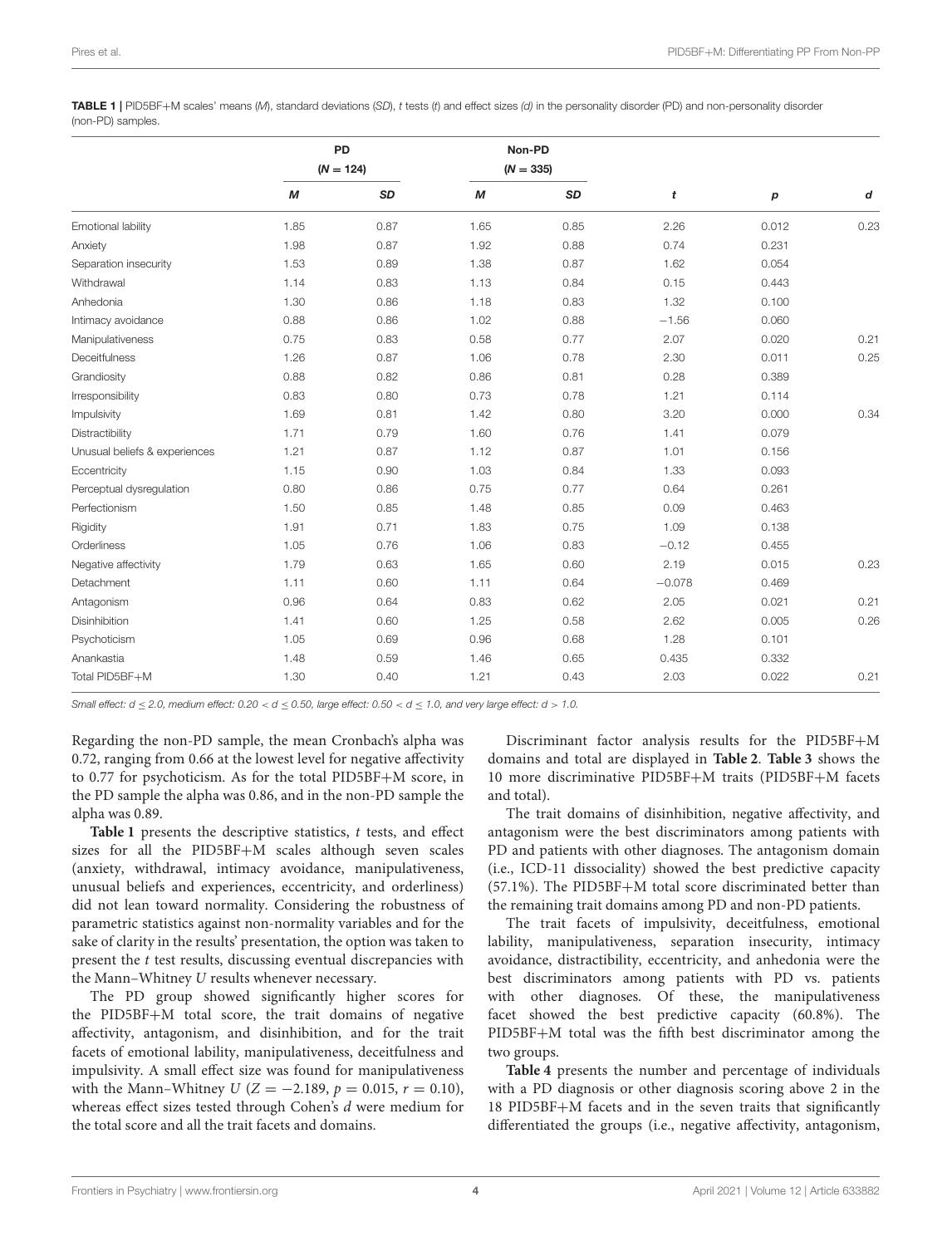**TABLE 1 |** PID5BF+M scales' means (*M*), standard deviations (*SD*), *t* tests (*t*) and effect sizes *(d)* in the personality disorder (PD) and non-personality disorder (non-PD) samples.

| | PD ($N = 124$) | | Non-PD ($N = 335$) | | | | |
|---|---|---|---|---|---|---|---|
| | *M* | *SD* | *M* | *SD* | *t* | *p* | *d* |
| Emotional lability | 1.85 | 0.87 | 1.65 | 0.85 | 2.26 | 0.012 | 0.23 |
| Anxiety | 1.98 | 0.87 | 1.92 | 0.88 | 0.74 | 0.231 | |
| Separation insecurity | 1.53 | 0.89 | 1.38 | 0.87 | 1.62 | 0.054 | |
| Withdrawal | 1.14 | 0.83 | 1.13 | 0.84 | 0.15 | 0.443 | |
| Anhedonia | 1.30 | 0.86 | 1.18 | 0.83 | 1.32 | 0.100 | |
| Intimacy avoidance | 0.88 | 0.86 | 1.02 | 0.88 | −1.56 | 0.060 | |
| Manipulativeness | 0.75 | 0.83 | 0.58 | 0.77 | 2.07 | 0.020 | 0.21 |
| Deceitfulness | 1.26 | 0.87 | 1.06 | 0.78 | 2.30 | 0.011 | 0.25 |
| Grandiosity | 0.88 | 0.82 | 0.86 | 0.81 | 0.28 | 0.389 | |
| Irresponsibility | 0.83 | 0.80 | 0.73 | 0.78 | 1.21 | 0.114 | |
| Impulsivity | 1.69 | 0.81 | 1.42 | 0.80 | 3.20 | 0.000 | 0.34 |
| Distractibility | 1.71 | 0.79 | 1.60 | 0.76 | 1.41 | 0.079 | |
| Unusual beliefs & experiences | 1.21 | 0.87 | 1.12 | 0.87 | 1.01 | 0.156 | |
| Eccentricity | 1.15 | 0.90 | 1.03 | 0.84 | 1.33 | 0.093 | |
| Perceptual dysregulation | 0.80 | 0.86 | 0.75 | 0.77 | 0.64 | 0.261 | |
| Perfectionism | 1.50 | 0.85 | 1.48 | 0.85 | 0.09 | 0.463 | |
| Rigidity | 1.91 | 0.71 | 1.83 | 0.75 | 1.09 | 0.138 | |
| Orderliness | 1.05 | 0.76 | 1.06 | 0.83 | −0.12 | 0.455 | |
| Negative affectivity | 1.79 | 0.63 | 1.65 | 0.60 | 2.19 | 0.015 | 0.23 |
| Detachment | 1.11 | 0.60 | 1.11 | 0.64 | −0.078 | 0.469 | |
| Antagonism | 0.96 | 0.64 | 0.83 | 0.62 | 2.05 | 0.021 | 0.21 |
| Disinhibition | 1.41 | 0.60 | 1.25 | 0.58 | 2.62 | 0.005 | 0.26 |
| Psychoticism | 1.05 | 0.69 | 0.96 | 0.68 | 1.28 | 0.101 | |
| Anankastia | 1.48 | 0.59 | 1.46 | 0.65 | 0.435 | 0.332 | |
| Total PID5BF+M | 1.30 | 0.40 | 1.21 | 0.43 | 2.03 | 0.022 | 0.21 |

*Small effect: $d \leq 2.0$, medium effect: $0.20 < d \leq 0.50$, large effect: $0.50 < d \leq 1.0$, and very large effect: $d > 1.0$.*

Regarding the non-PD sample, the mean Cronbach's alpha was 0.72, ranging from 0.66 at the lowest level for negative affectivity to 0.77 for psychoticism. As for the total PID5BF+M score, in the PD sample the alpha was 0.86, and in the non-PD sample the alpha was 0.89.

**Table 1** presents the descriptive statistics, *t* tests, and effect sizes for all the PID5BF+M scales although seven scales (anxiety, withdrawal, intimacy avoidance, manipulativeness, unusual beliefs and experiences, eccentricity, and orderliness) did not lean toward normality. Considering the robustness of parametric statistics against non-normality variables and for the sake of clarity in the results' presentation, the option was taken to present the *t* test results, discussing eventual discrepancies with the Mann–Whitney *U* results whenever necessary.

The PD group showed significantly higher scores for the PID5BF+M total score, the trait domains of negative affectivity, antagonism, and disinhibition, and for the trait facets of emotional lability, manipulativeness, deceitfulness and impulsivity. A small effect size was found for manipulativeness with the Mann–Whitney *U* ($Z = -2.189$, $p = 0.015$, $r = 0.10$), whereas effect sizes tested through Cohen's *d* were medium for the total score and all the trait facets and domains.

Discriminant factor analysis results for the PID5BF+M domains and total are displayed in **Table 2**. **Table 3** shows the 10 more discriminative PID5BF+M traits (PID5BF+M facets and total).

The trait domains of disinhibition, negative affectivity, and antagonism were the best discriminators among patients with PD and patients with other diagnoses. The antagonism domain (i.e., ICD-11 dissociality) showed the best predictive capacity (57.1%). The PID5BF+M total score discriminated better than the remaining trait domains among PD and non-PD patients.

The trait facets of impulsivity, deceitfulness, emotional lability, manipulativeness, separation insecurity, intimacy avoidance, distractibility, eccentricity, and anhedonia were the best discriminators among patients with PD vs. patients with other diagnoses. Of these, the manipulativeness facet showed the best predictive capacity (60.8%). The PID5BF+M total was the fifth best discriminator among the two groups.

**Table 4** presents the number and percentage of individuals with a PD diagnosis or other diagnosis scoring above 2 in the 18 PID5BF+M facets and in the seven traits that significantly differentiated the groups (i.e., negative affectivity, antagonism,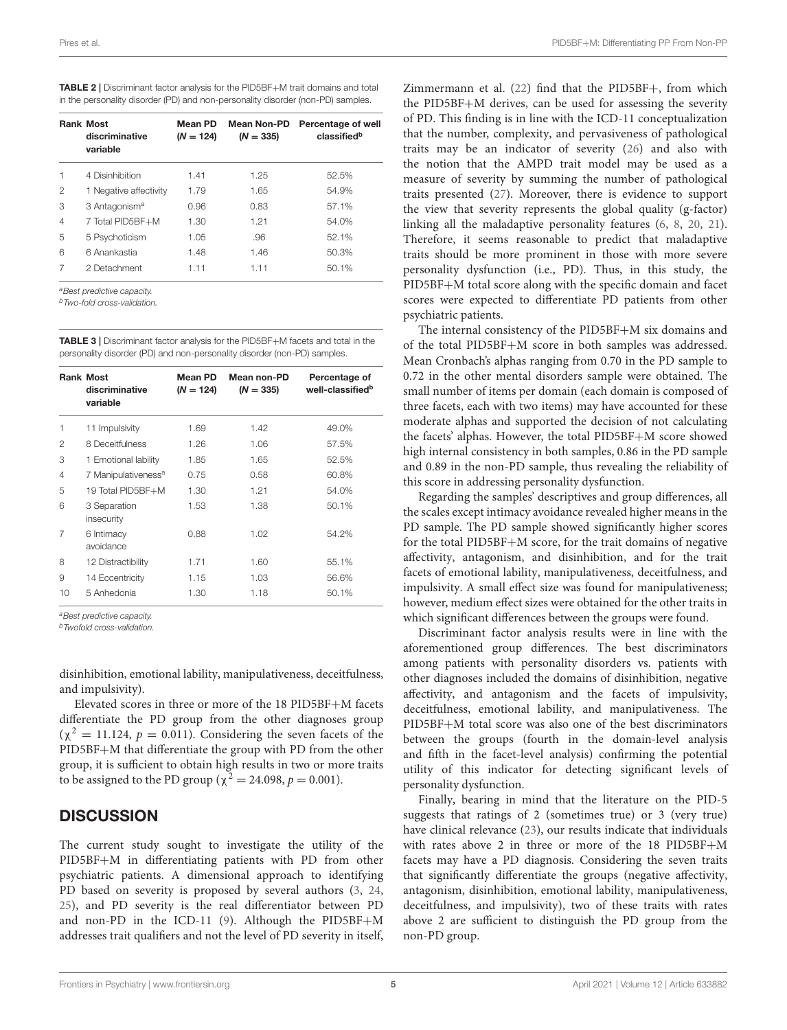**TABLE 2 |** Discriminant factor analysis for the PID5BF+M trait domains and total in the personality disorder (PD) and non-personality disorder (non-PD) samples.

| Rank | Most discriminative variable | Mean PD ($N = 124$) | Mean Non-PD ($N = 335$) | Percentage of well classified[b] |
|---|---|---|---|---|
| 1 | 4 Disinhibition | 1.41 | 1.25 | 52.5% |
| 2 | 1 Negative affectivity | 1.79 | 1.65 | 54.9% |
| 3 | 3 Antagonism[a] | 0.96 | 0.83 | 57.1% |
| 4 | 7 Total PID5BF+M | 1.30 | 1.21 | 54.0% |
| 5 | 5 Psychoticism | 1.05 | .96 | 52.1% |
| 6 | 6 Anankastia | 1.48 | 1.46 | 50.3% |
| 7 | 2 Detachment | 1.11 | 1.11 | 50.1% |

[a]Best predictive capacity.
[b]Two-fold cross-validation.

**TABLE 3 |** Discriminant factor analysis for the PID5BF+M facets and total in the personality disorder (PD) and non-personality disorder (non-PD) samples.

| Rank | Most discriminative variable | Mean PD ($N = 124$) | Mean non-PD ($N = 335$) | Percentage of well-classified[b] |
|---|---|---|---|---|
| 1 | 11 Impulsivity | 1.69 | 1.42 | 49.0% |
| 2 | 8 Deceitfulness | 1.26 | 1.06 | 57.5% |
| 3 | 1 Emotional lability | 1.85 | 1.65 | 52.5% |
| 4 | 7 Manipulativeness[a] | 0.75 | 0.58 | 60.8% |
| 5 | 19 Total PID5BF+M | 1.30 | 1.21 | 54.0% |
| 6 | 3 Separation insecurity | 1.53 | 1.38 | 50.1% |
| 7 | 6 Intimacy avoidance | 0.88 | 1.02 | 54.2% |
| 8 | 12 Distractibility | 1.71 | 1.60 | 55.1% |
| 9 | 14 Eccentricity | 1.15 | 1.03 | 56.6% |
| 10 | 5 Anhedonia | 1.30 | 1.18 | 50.1% |

[a]Best predictive capacity.
[b]Twofold cross-validation.

disinhibition, emotional lability, manipulativeness, deceitfulness, and impulsivity).

Elevated scores in three or more of the 18 PID5BF+M facets differentiate the PD group from the other diagnoses group ($\chi^2 = 11.124$, $p = 0.011$). Considering the seven facets of the PID5BF+M that differentiate the group with PD from the other group, it is sufficient to obtain high results in two or more traits to be assigned to the PD group ($\chi^2 = 24.098$, $p = 0.001$).

## DISCUSSION

The current study sought to investigate the utility of the PID5BF+M in differentiating patients with PD from other psychiatric patients. A dimensional approach to identifying PD based on severity is proposed by several authors (3, 24, 25), and PD severity is the real differentiator between PD and non-PD in the ICD-11 (9). Although the PID5BF+M addresses trait qualifiers and not the level of PD severity in itself, Zimmermann et al. (22) find that the PID5BF+, from which the PID5BF+M derives, can be used for assessing the severity of PD. This finding is in line with the ICD-11 conceptualization that the number, complexity, and pervasiveness of pathological traits may be an indicator of severity (26) and also with the notion that the AMPD trait model may be used as a measure of severity by summing the number of pathological traits presented (27). Moreover, there is evidence to support the view that severity represents the global quality (g-factor) linking all the maladaptive personality features (6, 8, 20, 21). Therefore, it seems reasonable to predict that maladaptive traits should be more prominent in those with more severe personality dysfunction (i.e., PD). Thus, in this study, the PID5BF+M total score along with the specific domain and facet scores were expected to differentiate PD patients from other psychiatric patients.

The internal consistency of the PID5BF+M six domains and of the total PID5BF+M score in both samples was addressed. Mean Cronbach's alphas ranging from 0.70 in the PD sample to 0.72 in the other mental disorders sample were obtained. The small number of items per domain (each domain is composed of three facets, each with two items) may have accounted for these moderate alphas and supported the decision of not calculating the facets' alphas. However, the total PID5BF+M score showed high internal consistency in both samples, 0.86 in the PD sample and 0.89 in the non-PD sample, thus revealing the reliability of this score in addressing personality dysfunction.

Regarding the samples' descriptives and group differences, all the scales except intimacy avoidance revealed higher means in the PD sample. The PD sample showed significantly higher scores for the total PID5BF+M score, for the trait domains of negative affectivity, antagonism, and disinhibition, and for the trait facets of emotional lability, manipulativeness, deceitfulness, and impulsivity. A small effect size was found for manipulativeness; however, medium effect sizes were obtained for the other traits in which significant differences between the groups were found.

Discriminant factor analysis results were in line with the aforementioned group differences. The best discriminators among patients with personality disorders vs. patients with other diagnoses included the domains of disinhibition, negative affectivity, and antagonism and the facets of impulsivity, deceitfulness, emotional lability, and manipulativeness. The PID5BF+M total score was also one of the best discriminators between the groups (fourth in the domain-level analysis and fifth in the facet-level analysis) confirming the potential utility of this indicator for detecting significant levels of personality dysfunction.

Finally, bearing in mind that the literature on the PID-5 suggests that ratings of 2 (sometimes true) or 3 (very true) have clinical relevance (23), our results indicate that individuals with rates above 2 in three or more of the 18 PID5BF+M facets may have a PD diagnosis. Considering the seven traits that significantly differentiate the groups (negative affectivity, antagonism, disinhibition, emotional lability, manipulativeness, deceitfulness, and impulsivity), two of these traits with rates above 2 are sufficient to distinguish the PD group from the non-PD group.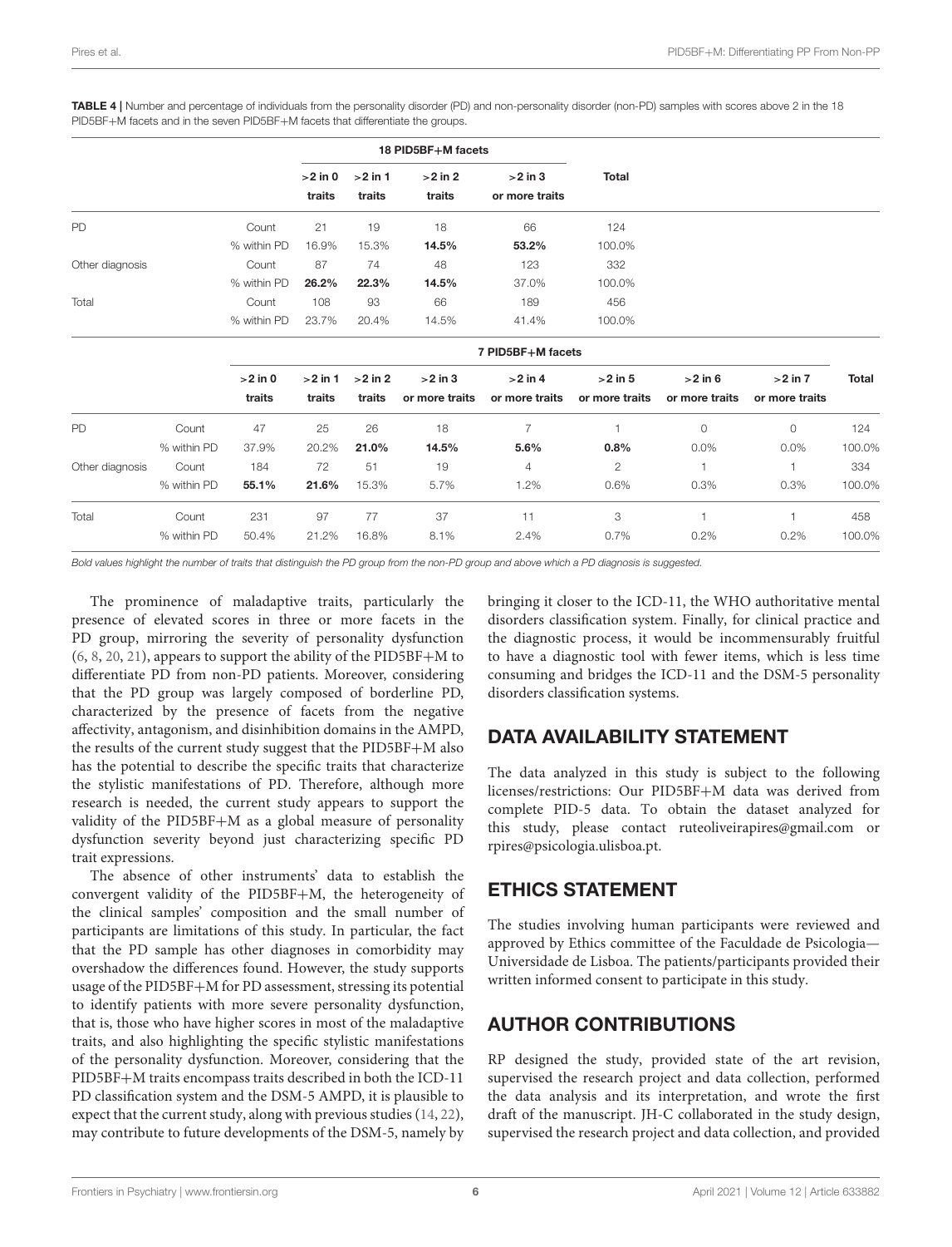**TABLE 4 |** Number and percentage of individuals from the personality disorder (PD) and non-personality disorder (non-PD) samples with scores above 2 in the 18 PID5BF+M facets and in the seven PID5BF+M facets that differentiate the groups.

| | | 18 PID5BF+M facets | | | | |
|---|---|---|---|---|---|---|
| | | >2 in 0 traits | >2 in 1 traits | >2 in 2 traits | >2 in 3 or more traits | Total |
| PD | Count | 21 | 19 | 18 | 66 | 124 |
| | % within PD | 16.9% | 15.3% | **14.5%** | **53.2%** | 100.0% |
| Other diagnosis | Count | 87 | 74 | 48 | 123 | 332 |
| | % within PD | **26.2%** | **22.3%** | **14.5%** | 37.0% | 100.0% |
| Total | Count | 108 | 93 | 66 | 189 | 456 |
| | % within PD | 23.7% | 20.4% | 14.5% | 41.4% | 100.0% |

| | | 7 PID5BF+M facets | | | | | | | | |
|---|---|---|---|---|---|---|---|---|---|---|
| | | >2 in 0 traits | >2 in 1 traits | >2 in 2 traits | >2 in 3 or more traits | >2 in 4 or more traits | >2 in 5 or more traits | >2 in 6 or more traits | >2 in 7 or more traits | Total |
| PD | Count | 47 | 25 | 26 | 18 | 7 | 1 | 0 | 0 | 124 |
| | % within PD | 37.9% | 20.2% | **21.0%** | **14.5%** | **5.6%** | **0.8%** | 0.0% | 0.0% | 100.0% |
| Other diagnosis | Count | 184 | 72 | 51 | 19 | 4 | 2 | 1 | 1 | 334 |
| | % within PD | **55.1%** | **21.6%** | 15.3% | 5.7% | 1.2% | 0.6% | 0.3% | 0.3% | 100.0% |
| Total | Count | 231 | 97 | 77 | 37 | 11 | 3 | 1 | 1 | 458 |
| | % within PD | 50.4% | 21.2% | 16.8% | 8.1% | 2.4% | 0.7% | 0.2% | 0.2% | 100.0% |

*Bold values highlight the number of traits that distinguish the PD group from the non-PD group and above which a PD diagnosis is suggested.*

The prominence of maladaptive traits, particularly the presence of elevated scores in three or more facets in the PD group, mirroring the severity of personality dysfunction (6, 8, 20, 21), appears to support the ability of the PID5BF+M to differentiate PD from non-PD patients. Moreover, considering that the PD group was largely composed of borderline PD, characterized by the presence of facets from the negative affectivity, antagonism, and disinhibition domains in the AMPD, the results of the current study suggest that the PID5BF+M also has the potential to describe the specific traits that characterize the stylistic manifestations of PD. Therefore, although more research is needed, the current study appears to support the validity of the PID5BF+M as a global measure of personality dysfunction severity beyond just characterizing specific PD trait expressions.

The absence of other instruments' data to establish the convergent validity of the PID5BF+M, the heterogeneity of the clinical samples' composition and the small number of participants are limitations of this study. In particular, the fact that the PD sample has other diagnoses in comorbidity may overshadow the differences found. However, the study supports usage of the PID5BF+M for PD assessment, stressing its potential to identify patients with more severe personality dysfunction, that is, those who have higher scores in most of the maladaptive traits, and also highlighting the specific stylistic manifestations of the personality dysfunction. Moreover, considering that the PID5BF+M traits encompass traits described in both the ICD-11 PD classification system and the DSM-5 AMPD, it is plausible to expect that the current study, along with previous studies (14, 22), may contribute to future developments of the DSM-5, namely by bringing it closer to the ICD-11, the WHO authoritative mental disorders classification system. Finally, for clinical practice and the diagnostic process, it would be incommensurably fruitful to have a diagnostic tool with fewer items, which is less time consuming and bridges the ICD-11 and the DSM-5 personality disorders classification systems.

## DATA AVAILABILITY STATEMENT

The data analyzed in this study is subject to the following licenses/restrictions: Our PID5BF+M data was derived from complete PID-5 data. To obtain the dataset analyzed for this study, please contact ruteoliveirapires@gmail.com or rpires@psicologia.ulisboa.pt.

## ETHICS STATEMENT

The studies involving human participants were reviewed and approved by Ethics committee of the Faculdade de Psicologia—Universidade de Lisboa. The patients/participants provided their written informed consent to participate in this study.

## AUTHOR CONTRIBUTIONS

RP designed the study, provided state of the art revision, supervised the research project and data collection, performed the data analysis and its interpretation, and wrote the first draft of the manuscript. JH-C collaborated in the study design, supervised the research project and data collection, and provided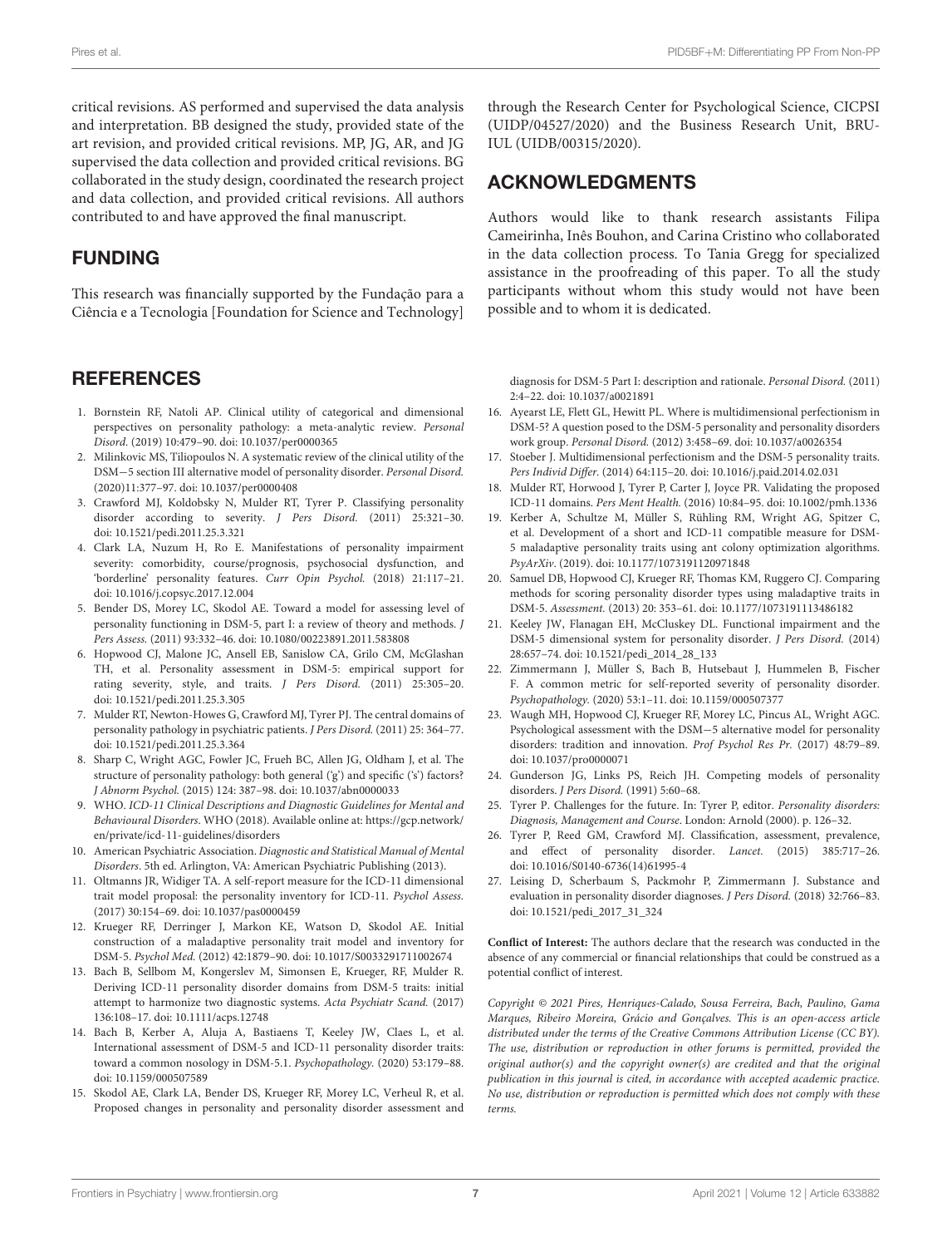critical revisions. AS performed and supervised the data analysis and interpretation. BB designed the study, provided state of the art revision, and provided critical revisions. MP, JG, AR, and JG supervised the data collection and provided critical revisions. BG collaborated in the study design, coordinated the research project and data collection, and provided critical revisions. All authors contributed to and have approved the final manuscript.

## FUNDING

This research was financially supported by the Fundação para a Ciência e a Tecnologia [Foundation for Science and Technology] through the Research Center for Psychological Science, CICPSI (UIDP/04527/2020) and the Business Research Unit, BRU-IUL (UIDB/00315/2020).

## ACKNOWLEDGMENTS

Authors would like to thank research assistants Filipa Cameirinha, Inês Bouhon, and Carina Cristino who collaborated in the data collection process. To Tania Gregg for specialized assistance in the proofreading of this paper. To all the study participants without whom this study would not have been possible and to whom it is dedicated.

## REFERENCES

1. Bornstein RF, Natoli AP. Clinical utility of categorical and dimensional perspectives on personality pathology: a meta-analytic review. *Personal Disord.* (2019) 10:479–90. doi: 10.1037/per0000365
2. Milinkovic MS, Tiliopoulos N. A systematic review of the clinical utility of the DSM−5 section III alternative model of personality disorder. *Personal Disord.* (2020)11:377–97. doi: 10.1037/per0000408
3. Crawford MJ, Koldobsky N, Mulder RT, Tyrer P. Classifying personality disorder according to severity. *J Pers Disord.* (2011) 25:321–30. doi: 10.1521/pedi.2011.25.3.321
4. Clark LA, Nuzum H, Ro E. Manifestations of personality impairment severity: comorbidity, course/prognosis, psychosocial dysfunction, and 'borderline' personality features. *Curr Opin Psychol.* (2018) 21:117–21. doi: 10.1016/j.copsyc.2017.12.004
5. Bender DS, Morey LC, Skodol AE. Toward a model for assessing level of personality functioning in DSM-5, part I: a review of theory and methods. *J Pers Assess.* (2011) 93:332–46. doi: 10.1080/00223891.2011.583808
6. Hopwood CJ, Malone JC, Ansell EB, Sanislow CA, Grilo CM, McGlashan TH, et al. Personality assessment in DSM-5: empirical support for rating severity, style, and traits. *J Pers Disord.* (2011) 25:305–20. doi: 10.1521/pedi.2011.25.3.305
7. Mulder RT, Newton-Howes G, Crawford MJ, Tyrer PJ. The central domains of personality pathology in psychiatric patients. *J Pers Disord.* (2011) 25: 364–77. doi: 10.1521/pedi.2011.25.3.364
8. Sharp C, Wright AGC, Fowler JC, Frueh BC, Allen JG, Oldham J, et al. The structure of personality pathology: both general ('g') and specific ('s') factors? *J Abnorm Psychol.* (2015) 124: 387–98. doi: 10.1037/abn0000033
9. WHO. *ICD-11 Clinical Descriptions and Diagnostic Guidelines for Mental and Behavioural Disorders*. WHO (2018). Available online at: https://gcp.network/en/private/icd-11-guidelines/disorders
10. American Psychiatric Association. *Diagnostic and Statistical Manual of Mental Disorders*. 5th ed. Arlington, VA: American Psychiatric Publishing (2013).
11. Oltmanns JR, Widiger TA. A self-report measure for the ICD-11 dimensional trait model proposal: the personality inventory for ICD-11. *Psychol Assess.* (2017) 30:154–69. doi: 10.1037/pas0000459
12. Krueger RF, Derringer J, Markon KE, Watson D, Skodol AE. Initial construction of a maladaptive personality trait model and inventory for DSM-5. *Psychol Med.* (2012) 42:1879–90. doi: 10.1017/S0033291711002674
13. Bach B, Sellbom M, Kongerslev M, Simonsen E, Krueger, RF, Mulder R. Deriving ICD-11 personality disorder domains from DSM-5 traits: initial attempt to harmonize two diagnostic systems. *Acta Psychiatr Scand.* (2017) 136:108–17. doi: 10.1111/acps.12748
14. Bach B, Kerber A, Aluja A, Bastiaens T, Keeley JW, Claes L, et al. International assessment of DSM-5 and ICD-11 personality disorder traits: toward a common nosology in DSM-5.1. *Psychopathology.* (2020) 53:179–88. doi: 10.1159/000507589
15. Skodol AE, Clark LA, Bender DS, Krueger RF, Morey LC, Verheul R, et al. Proposed changes in personality and personality disorder assessment and diagnosis for DSM-5 Part I: description and rationale. *Personal Disord.* (2011) 2:4–22. doi: 10.1037/a0021891
16. Ayearst LE, Flett GL, Hewitt PL. Where is multidimensional perfectionism in DSM-5? A question posed to the DSM-5 personality and personality disorders work group. *Personal Disord.* (2012) 3:458–69. doi: 10.1037/a0026354
17. Stoeber J. Multidimensional perfectionism and the DSM-5 personality traits. *Pers Individ Differ.* (2014) 64:115–20. doi: 10.1016/j.paid.2014.02.031
18. Mulder RT, Horwood J, Tyrer P, Carter J, Joyce PR. Validating the proposed ICD-11 domains. *Pers Ment Health.* (2016) 10:84–95. doi: 10.1002/pmh.1336
19. Kerber A, Schultze M, Müller S, Rühling RM, Wright AG, Spitzer C, et al. Development of a short and ICD-11 compatible measure for DSM-5 maladaptive personality traits using ant colony optimization algorithms. *PsyArXiv*. (2019). doi: 10.1177/1073191120971848
20. Samuel DB, Hopwood CJ, Krueger RF, Thomas KM, Ruggero CJ. Comparing methods for scoring personality disorder types using maladaptive traits in DSM-5. *Assessment.* (2013) 20: 353–61. doi: 10.1177/1073191113486182
21. Keeley JW, Flanagan EH, McCluskey DL. Functional impairment and the DSM-5 dimensional system for personality disorder. *J Pers Disord.* (2014) 28:657–74. doi: 10.1521/pedi_2014_28_133
22. Zimmermann J, Müller S, Bach B, Hutsebaut J, Hummelen B, Fischer F. A common metric for self-reported severity of personality disorder. *Psychopathology.* (2020) 53:1–11. doi: 10.1159/000507377
23. Waugh MH, Hopwood CJ, Krueger RF, Morey LC, Pincus AL, Wright AGC. Psychological assessment with the DSM−5 alternative model for personality disorders: tradition and innovation. *Prof Psychol Res Pr.* (2017) 48:79–89. doi: 10.1037/pro0000071
24. Gunderson JG, Links PS, Reich JH. Competing models of personality disorders. *J Pers Disord.* (1991) 5:60–68.
25. Tyrer P. Challenges for the future. In: Tyrer P, editor. *Personality disorders: Diagnosis, Management and Course*. London: Arnold (2000). p. 126–32.
26. Tyrer P, Reed GM, Crawford MJ. Classification, assessment, prevalence, and effect of personality disorder. *Lancet.* (2015) 385:717–26. doi: 10.1016/S0140-6736(14)61995-4
27. Leising D, Scherbaum S, Packmohr P, Zimmermann J. Substance and evaluation in personality disorder diagnoses. *J Pers Disord.* (2018) 32:766–83. doi: 10.1521/pedi_2017_31_324

**Conflict of Interest:** The authors declare that the research was conducted in the absence of any commercial or financial relationships that could be construed as a potential conflict of interest.

*Copyright © 2021 Pires, Henriques-Calado, Sousa Ferreira, Bach, Paulino, Gama Marques, Ribeiro Moreira, Grácio and Gonçalves. This is an open-access article distributed under the terms of the Creative Commons Attribution License (CC BY). The use, distribution or reproduction in other forums is permitted, provided the original author(s) and the copyright owner(s) are credited and that the original publication in this journal is cited, in accordance with accepted academic practice. No use, distribution or reproduction is permitted which does not comply with these terms.*